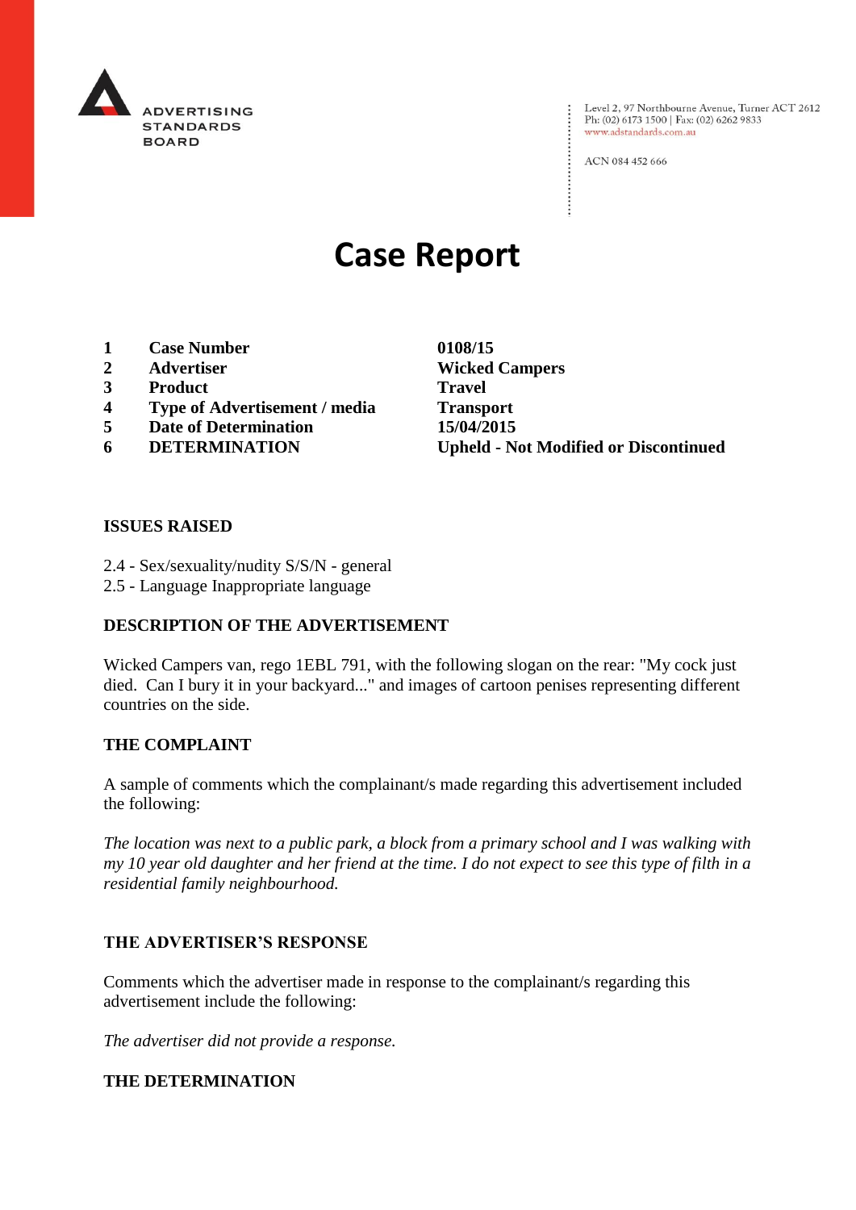ADVERTISING STANDARDS BOARD

Level 2, 97 Northbourne Avenue, Turner ACT 2612
Ph: (02) 6173 1500 | Fax: (02) 6262 9833
www.adstandards.com.au

ACN 084 452 666

# Case Report

| | | |
|---|---|---|
| **1** | **Case Number** | **0108/15** |
| **2** | **Advertiser** | **Wicked Campers** |
| **3** | **Product** | **Travel** |
| **4** | **Type of Advertisement / media** | **Transport** |
| **5** | **Date of Determination** | **15/04/2015** |
| **6** | **DETERMINATION** | **Upheld - Not Modified or Discontinued** |

## ISSUES RAISED

2.4 - Sex/sexuality/nudity S/S/N - general
2.5 - Language Inappropriate language

## DESCRIPTION OF THE ADVERTISEMENT

Wicked Campers van, rego 1EBL 791, with the following slogan on the rear: "My cock just died. Can I bury it in your backyard..." and images of cartoon penises representing different countries on the side.

## THE COMPLAINT

A sample of comments which the complainant/s made regarding this advertisement included the following:

*The location was next to a public park, a block from a primary school and I was walking with my 10 year old daughter and her friend at the time. I do not expect to see this type of filth in a residential family neighbourhood.*

## THE ADVERTISER'S RESPONSE

Comments which the advertiser made in response to the complainant/s regarding this advertisement include the following:

*The advertiser did not provide a response.*

## THE DETERMINATION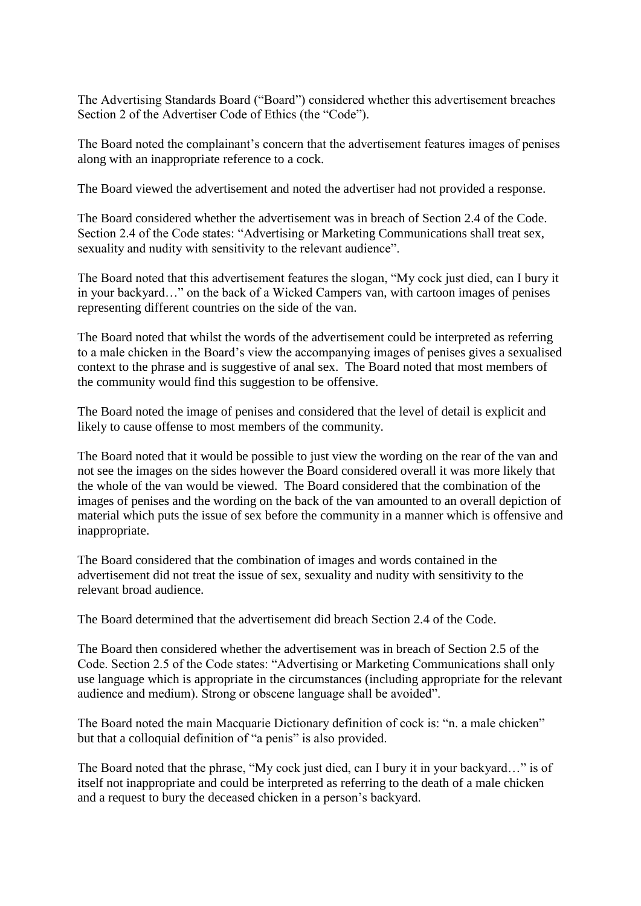The Advertising Standards Board ("Board") considered whether this advertisement breaches Section 2 of the Advertiser Code of Ethics (the "Code").

The Board noted the complainant's concern that the advertisement features images of penises along with an inappropriate reference to a cock.

The Board viewed the advertisement and noted the advertiser had not provided a response.

The Board considered whether the advertisement was in breach of Section 2.4 of the Code. Section 2.4 of the Code states: "Advertising or Marketing Communications shall treat sex, sexuality and nudity with sensitivity to the relevant audience".

The Board noted that this advertisement features the slogan, "My cock just died, can I bury it in your backyard…" on the back of a Wicked Campers van, with cartoon images of penises representing different countries on the side of the van.

The Board noted that whilst the words of the advertisement could be interpreted as referring to a male chicken in the Board's view the accompanying images of penises gives a sexualised context to the phrase and is suggestive of anal sex. The Board noted that most members of the community would find this suggestion to be offensive.

The Board noted the image of penises and considered that the level of detail is explicit and likely to cause offense to most members of the community.

The Board noted that it would be possible to just view the wording on the rear of the van and not see the images on the sides however the Board considered overall it was more likely that the whole of the van would be viewed. The Board considered that the combination of the images of penises and the wording on the back of the van amounted to an overall depiction of material which puts the issue of sex before the community in a manner which is offensive and inappropriate.

The Board considered that the combination of images and words contained in the advertisement did not treat the issue of sex, sexuality and nudity with sensitivity to the relevant broad audience.

The Board determined that the advertisement did breach Section 2.4 of the Code.

The Board then considered whether the advertisement was in breach of Section 2.5 of the Code. Section 2.5 of the Code states: "Advertising or Marketing Communications shall only use language which is appropriate in the circumstances (including appropriate for the relevant audience and medium). Strong or obscene language shall be avoided".

The Board noted the main Macquarie Dictionary definition of cock is: "n. a male chicken" but that a colloquial definition of "a penis" is also provided.

The Board noted that the phrase, "My cock just died, can I bury it in your backyard…" is of itself not inappropriate and could be interpreted as referring to the death of a male chicken and a request to bury the deceased chicken in a person's backyard.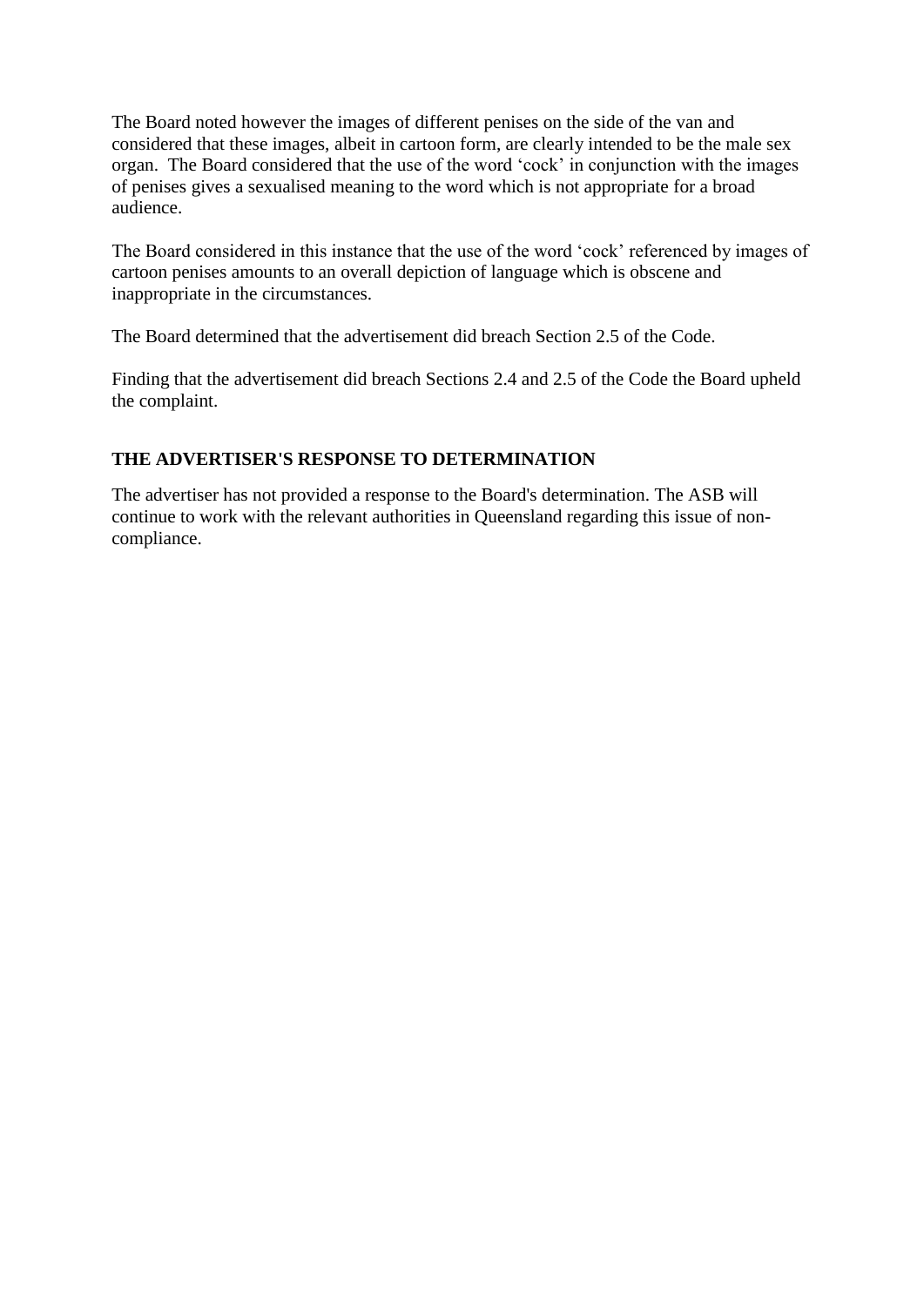The Board noted however the images of different penises on the side of the van and considered that these images, albeit in cartoon form, are clearly intended to be the male sex organ. The Board considered that the use of the word 'cock' in conjunction with the images of penises gives a sexualised meaning to the word which is not appropriate for a broad audience.

The Board considered in this instance that the use of the word 'cock' referenced by images of cartoon penises amounts to an overall depiction of language which is obscene and inappropriate in the circumstances.

The Board determined that the advertisement did breach Section 2.5 of the Code.

Finding that the advertisement did breach Sections 2.4 and 2.5 of the Code the Board upheld the complaint.

**THE ADVERTISER'S RESPONSE TO DETERMINATION**

The advertiser has not provided a response to the Board's determination. The ASB will continue to work with the relevant authorities in Queensland regarding this issue of non-compliance.